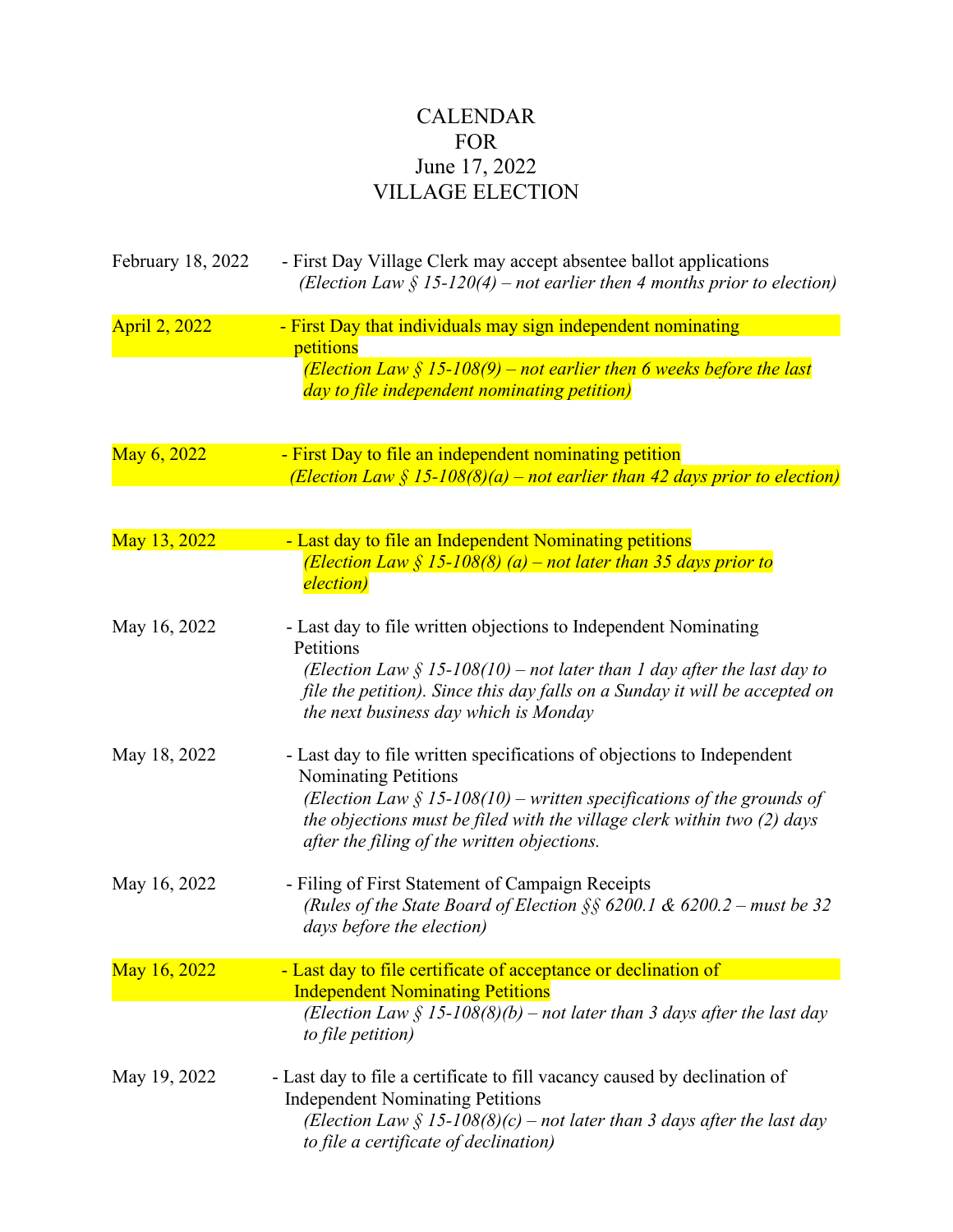# CALENDAR
# FOR
# June 17, 2022
# VILLAGE ELECTION

February 18, 2022 - First Day Village Clerk may accept absentee ballot applications
*(Election Law § 15-120(4) – not earlier then 4 months prior to election)*

April 2, 2022 - First Day that individuals may sign independent nominating petitions
*(Election Law § 15-108(9) – not earlier then 6 weeks before the last day to file independent nominating petition)*

May 6, 2022 - First Day to file an independent nominating petition
*(Election Law § 15-108(8)(a) – not earlier than 42 days prior to election)*

May 13, 2022 - Last day to file an Independent Nominating petitions
*(Election Law § 15-108(8) (a) – not later than 35 days prior to election)*

May 16, 2022 - Last day to file written objections to Independent Nominating Petitions
*(Election Law § 15-108(10) – not later than 1 day after the last day to file the petition). Since this day falls on a Sunday it will be accepted on the next business day which is Monday*

May 18, 2022 - Last day to file written specifications of objections to Independent Nominating Petitions
*(Election Law § 15-108(10) – written specifications of the grounds of the objections must be filed with the village clerk within two (2) days after the filing of the written objections.*

May 16, 2022 - Filing of First Statement of Campaign Receipts
*(Rules of the State Board of Election §§ 6200.1 & 6200.2 – must be 32 days before the election)*

May 16, 2022 - Last day to file certificate of acceptance or declination of Independent Nominating Petitions
*(Election Law § 15-108(8)(b) – not later than 3 days after the last day to file petition)*

May 19, 2022 - Last day to file a certificate to fill vacancy caused by declination of Independent Nominating Petitions
*(Election Law § 15-108(8)(c) – not later than 3 days after the last day to file a certificate of declination)*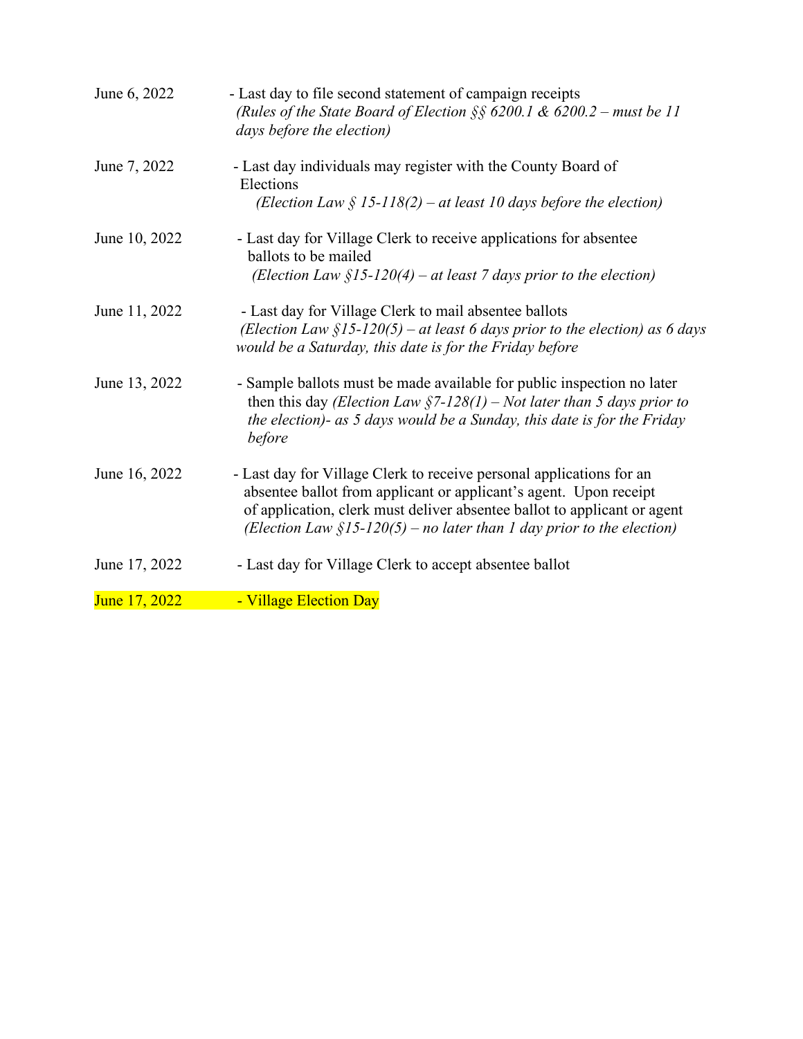June 6, 2022 - Last day to file second statement of campaign receipts
*(Rules of the State Board of Election §§ 6200.1 & 6200.2 – must be 11 days before the election)*

June 7, 2022 - Last day individuals may register with the County Board of Elections
*(Election Law § 15-118(2) – at least 10 days before the election)*

June 10, 2022 - Last day for Village Clerk to receive applications for absentee ballots to be mailed
*(Election Law §15-120(4) – at least 7 days prior to the election)*

June 11, 2022 - Last day for Village Clerk to mail absentee ballots
*(Election Law §15-120(5) – at least 6 days prior to the election) as 6 days would be a Saturday, this date is for the Friday before*

June 13, 2022 - Sample ballots must be made available for public inspection no later then this day *(Election Law §7-128(1) – Not later than 5 days prior to the election)- as 5 days would be a Sunday, this date is for the Friday before*

June 16, 2022 - Last day for Village Clerk to receive personal applications for an absentee ballot from applicant or applicant's agent. Upon receipt of application, clerk must deliver absentee ballot to applicant or agent
*(Election Law §15-120(5) – no later than 1 day prior to the election)*

June 17, 2022 - Last day for Village Clerk to accept absentee ballot

June 17, 2022 - Village Election Day